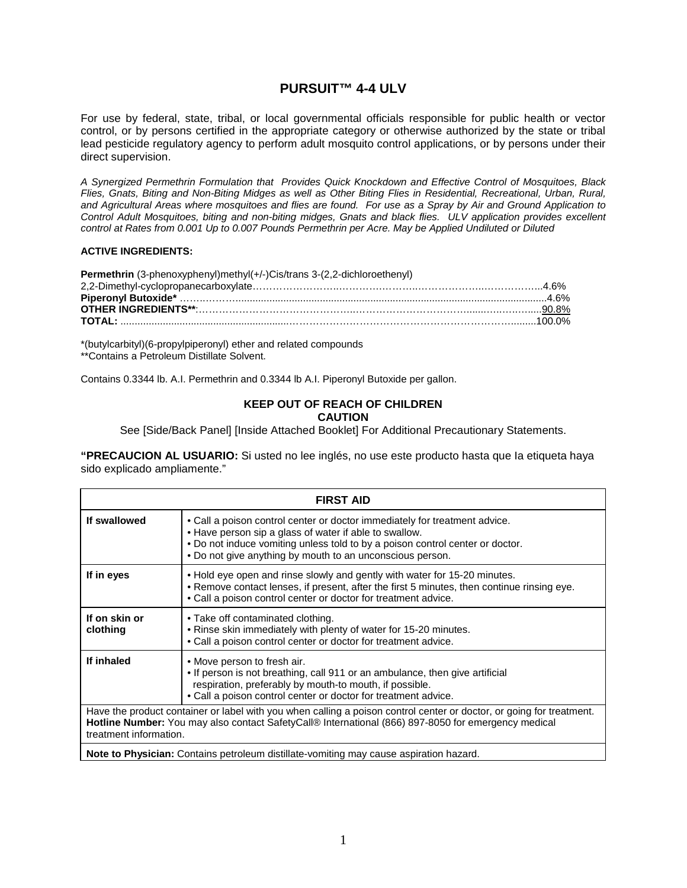# PURSUIT™ 4-4 ULV

For use by federal, state, tribal, or local governmental officials responsible for public health or vector control, or by persons certified in the appropriate category or otherwise authorized by the state or tribal lead pesticide regulatory agency to perform adult mosquito control applications, or by persons under their direct supervision.

*A Synergized Permethrin Formulation that Provides Quick Knockdown and Effective Control of Mosquitoes, Black Flies, Gnats, Biting and Non-Biting Midges as well as Other Biting Flies in Residential, Recreational, Urban, Rural, and Agricultural Areas where mosquitoes and flies are found. For use as a Spray by Air and Ground Application to Control Adult Mosquitoes, biting and non-biting midges, Gnats and black flies. ULV application provides excellent control at Rates from 0.001 Up to 0.007 Pounds Permethrin per Acre. May be Applied Undiluted or Diluted*

**ACTIVE INGREDIENTS:**

**Permethrin** (3-phenoxyphenyl)methyl(+/-)Cis/trans 3-(2,2-dichloroethenyl)
2,2-Dimethyl-cyclopropanecarboxylate……………………………………………………………4.6%
**Piperonyl Butoxide*** ……………………………………………………………………………4.6%
**OTHER INGREDIENTS****:……………………………………………………………………90.8%
**TOTAL:** ……………………………………………………………………………………100.0%

*(butylcarbityl)(6-propylpiperonyl) ether and related compounds
**Contains a Petroleum Distillate Solvent.

Contains 0.3344 lb. A.I. Permethrin and 0.3344 lb A.I. Piperonyl Butoxide per gallon.

**KEEP OUT OF REACH OF CHILDREN**
**CAUTION**

See [Side/Back Panel] [Inside Attached Booklet] For Additional Precautionary Statements.

**"PRECAUCION AL USUARIO:** Si usted no lee inglés, no use este producto hasta que la etiqueta haya sido explicado ampliamente."

| FIRST AID | |
|---|---|
| **If swallowed** | • Call a poison control center or doctor immediately for treatment advice.<br>• Have person sip a glass of water if able to swallow.<br>• Do not induce vomiting unless told to by a poison control center or doctor.<br>• Do not give anything by mouth to an unconscious person. |
| **If in eyes** | • Hold eye open and rinse slowly and gently with water for 15-20 minutes.<br>• Remove contact lenses, if present, after the first 5 minutes, then continue rinsing eye.<br>• Call a poison control center or doctor for treatment advice. |
| **If on skin or clothing** | • Take off contaminated clothing.<br>• Rinse skin immediately with plenty of water for 15-20 minutes.<br>• Call a poison control center or doctor for treatment advice. |
| **If inhaled** | • Move person to fresh air.<br>• If person is not breathing, call 911 or an ambulance, then give artificial respiration, preferably by mouth-to mouth, if possible.<br>• Call a poison control center or doctor for treatment advice. |
| Have the product container or label with you when calling a poison control center or doctor, or going for treatment. **Hotline Number:** You may also contact SafetyCall® International (866) 897-8050 for emergency medical treatment information. | |
| **Note to Physician:** Contains petroleum distillate-vomiting may cause aspiration hazard. | |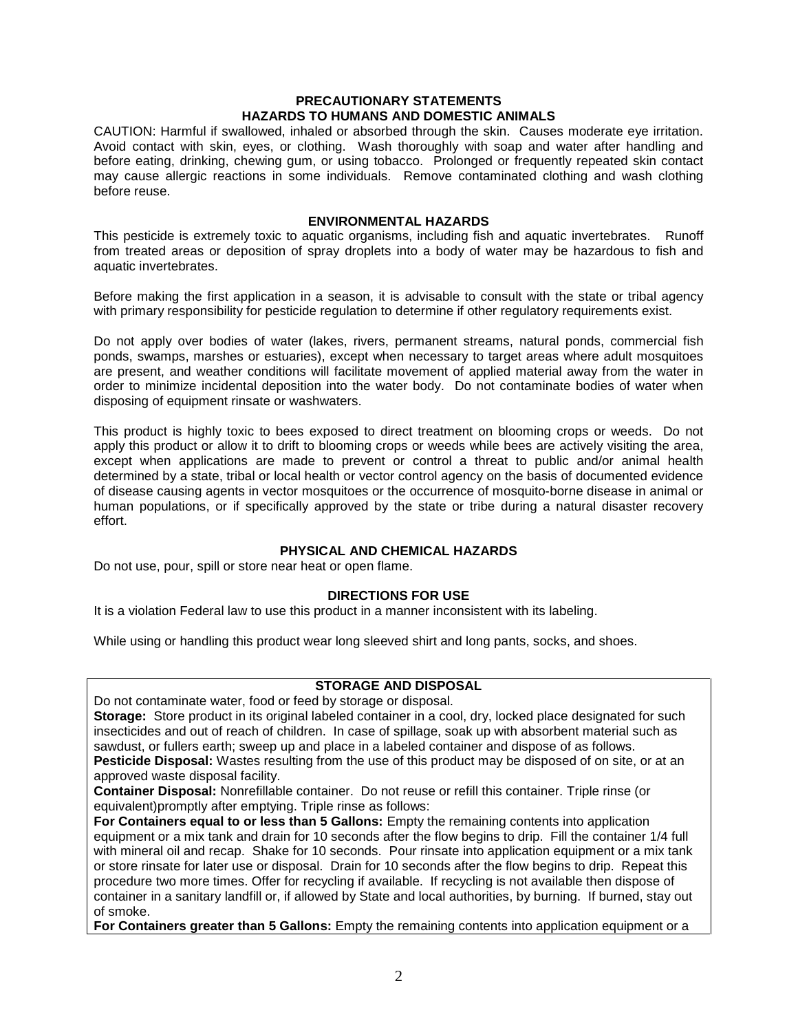## PRECAUTIONARY STATEMENTS

### HAZARDS TO HUMANS AND DOMESTIC ANIMALS

CAUTION: Harmful if swallowed, inhaled or absorbed through the skin. Causes moderate eye irritation. Avoid contact with skin, eyes, or clothing. Wash thoroughly with soap and water after handling and before eating, drinking, chewing gum, or using tobacco. Prolonged or frequently repeated skin contact may cause allergic reactions in some individuals. Remove contaminated clothing and wash clothing before reuse.

### ENVIRONMENTAL HAZARDS

This pesticide is extremely toxic to aquatic organisms, including fish and aquatic invertebrates. Runoff from treated areas or deposition of spray droplets into a body of water may be hazardous to fish and aquatic invertebrates.

Before making the first application in a season, it is advisable to consult with the state or tribal agency with primary responsibility for pesticide regulation to determine if other regulatory requirements exist.

Do not apply over bodies of water (lakes, rivers, permanent streams, natural ponds, commercial fish ponds, swamps, marshes or estuaries), except when necessary to target areas where adult mosquitoes are present, and weather conditions will facilitate movement of applied material away from the water in order to minimize incidental deposition into the water body. Do not contaminate bodies of water when disposing of equipment rinsate or washwaters.

This product is highly toxic to bees exposed to direct treatment on blooming crops or weeds. Do not apply this product or allow it to drift to blooming crops or weeds while bees are actively visiting the area, except when applications are made to prevent or control a threat to public and/or animal health determined by a state, tribal or local health or vector control agency on the basis of documented evidence of disease causing agents in vector mosquitoes or the occurrence of mosquito-borne disease in animal or human populations, or if specifically approved by the state or tribe during a natural disaster recovery effort.

### PHYSICAL AND CHEMICAL HAZARDS

Do not use, pour, spill or store near heat or open flame.

## DIRECTIONS FOR USE

It is a violation Federal law to use this product in a manner inconsistent with its labeling.

While using or handling this product wear long sleeved shirt and long pants, socks, and shoes.

### STORAGE AND DISPOSAL

Do not contaminate water, food or feed by storage or disposal.

**Storage:** Store product in its original labeled container in a cool, dry, locked place designated for such insecticides and out of reach of children. In case of spillage, soak up with absorbent material such as sawdust, or fullers earth; sweep up and place in a labeled container and dispose of as follows.

**Pesticide Disposal:** Wastes resulting from the use of this product may be disposed of on site, or at an approved waste disposal facility.

**Container Disposal:** Nonrefillable container. Do not reuse or refill this container. Triple rinse (or equivalent)promptly after emptying. Triple rinse as follows:

**For Containers equal to or less than 5 Gallons:** Empty the remaining contents into application equipment or a mix tank and drain for 10 seconds after the flow begins to drip. Fill the container 1/4 full with mineral oil and recap. Shake for 10 seconds. Pour rinsate into application equipment or a mix tank or store rinsate for later use or disposal. Drain for 10 seconds after the flow begins to drip. Repeat this procedure two more times. Offer for recycling if available. If recycling is not available then dispose of container in a sanitary landfill or, if allowed by State and local authorities, by burning. If burned, stay out of smoke.

**For Containers greater than 5 Gallons:** Empty the remaining contents into application equipment or a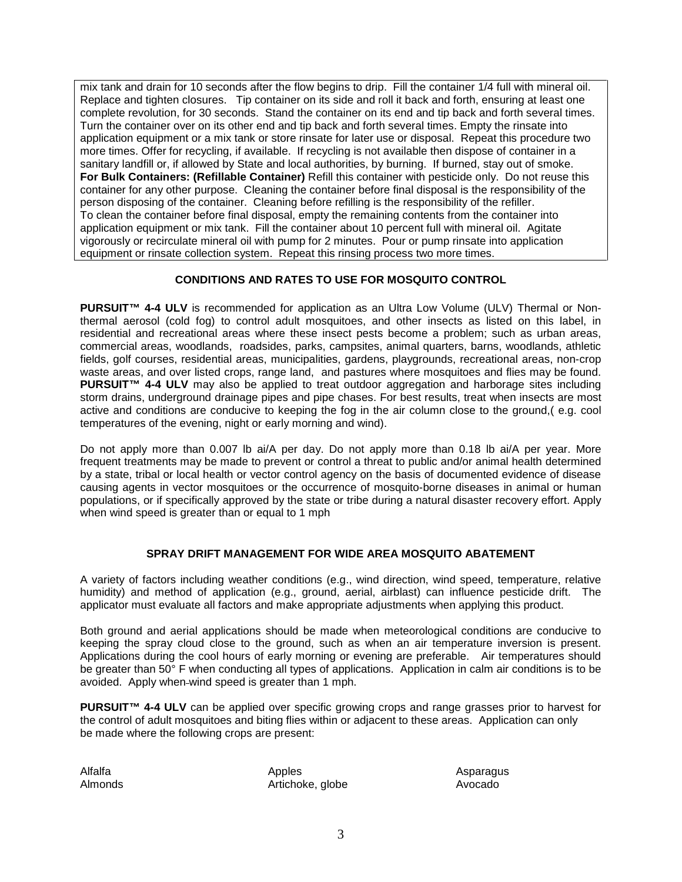mix tank and drain for 10 seconds after the flow begins to drip. Fill the container 1/4 full with mineral oil. Replace and tighten closures. Tip container on its side and roll it back and forth, ensuring at least one complete revolution, for 30 seconds. Stand the container on its end and tip back and forth several times. Turn the container over on its other end and tip back and forth several times. Empty the rinsate into application equipment or a mix tank or store rinsate for later use or disposal. Repeat this procedure two more times. Offer for recycling, if available. If recycling is not available then dispose of container in a sanitary landfill or, if allowed by State and local authorities, by burning. If burned, stay out of smoke.
**For Bulk Containers: (Refillable Container)** Refill this container with pesticide only. Do not reuse this container for any other purpose. Cleaning the container before final disposal is the responsibility of the person disposing of the container. Cleaning before refilling is the responsibility of the refiller.
To clean the container before final disposal, empty the remaining contents from the container into application equipment or mix tank. Fill the container about 10 percent full with mineral oil. Agitate vigorously or recirculate mineral oil with pump for 2 minutes. Pour or pump rinsate into application equipment or rinsate collection system. Repeat this rinsing process two more times.

## CONDITIONS AND RATES TO USE FOR MOSQUITO CONTROL

**PURSUIT™ 4-4 ULV** is recommended for application as an Ultra Low Volume (ULV) Thermal or Non-thermal aerosol (cold fog) to control adult mosquitoes, and other insects as listed on this label, in residential and recreational areas where these insect pests become a problem; such as urban areas, commercial areas, woodlands, roadsides, parks, campsites, animal quarters, barns, woodlands, athletic fields, golf courses, residential areas, municipalities, gardens, playgrounds, recreational areas, non-crop waste areas, and over listed crops, range land, and pastures where mosquitoes and flies may be found. **PURSUIT™ 4-4 ULV** may also be applied to treat outdoor aggregation and harborage sites including storm drains, underground drainage pipes and pipe chases. For best results, treat when insects are most active and conditions are conducive to keeping the fog in the air column close to the ground,( e.g. cool temperatures of the evening, night or early morning and wind).

Do not apply more than 0.007 lb ai/A per day. Do not apply more than 0.18 lb ai/A per year. More frequent treatments may be made to prevent or control a threat to public and/or animal health determined by a state, tribal or local health or vector control agency on the basis of documented evidence of disease causing agents in vector mosquitoes or the occurrence of mosquito-borne diseases in animal or human populations, or if specifically approved by the state or tribe during a natural disaster recovery effort. Apply when wind speed is greater than or equal to 1 mph

## SPRAY DRIFT MANAGEMENT FOR WIDE AREA MOSQUITO ABATEMENT

A variety of factors including weather conditions (e.g., wind direction, wind speed, temperature, relative humidity) and method of application (e.g., ground, aerial, airblast) can influence pesticide drift. The applicator must evaluate all factors and make appropriate adjustments when applying this product.

Both ground and aerial applications should be made when meteorological conditions are conducive to keeping the spray cloud close to the ground, such as when an air temperature inversion is present. Applications during the cool hours of early morning or evening are preferable. Air temperatures should be greater than 50° F when conducting all types of applications. Application in calm air conditions is to be avoided. Apply when wind speed is greater than 1 mph.

**PURSUIT™ 4-4 ULV** can be applied over specific growing crops and range grasses prior to harvest for the control of adult mosquitoes and biting flies within or adjacent to these areas. Application can only be made where the following crops are present:

| | | |
|---|---|---|
| Alfalfa | Apples | Asparagus |
| Almonds | Artichoke, globe | Avocado |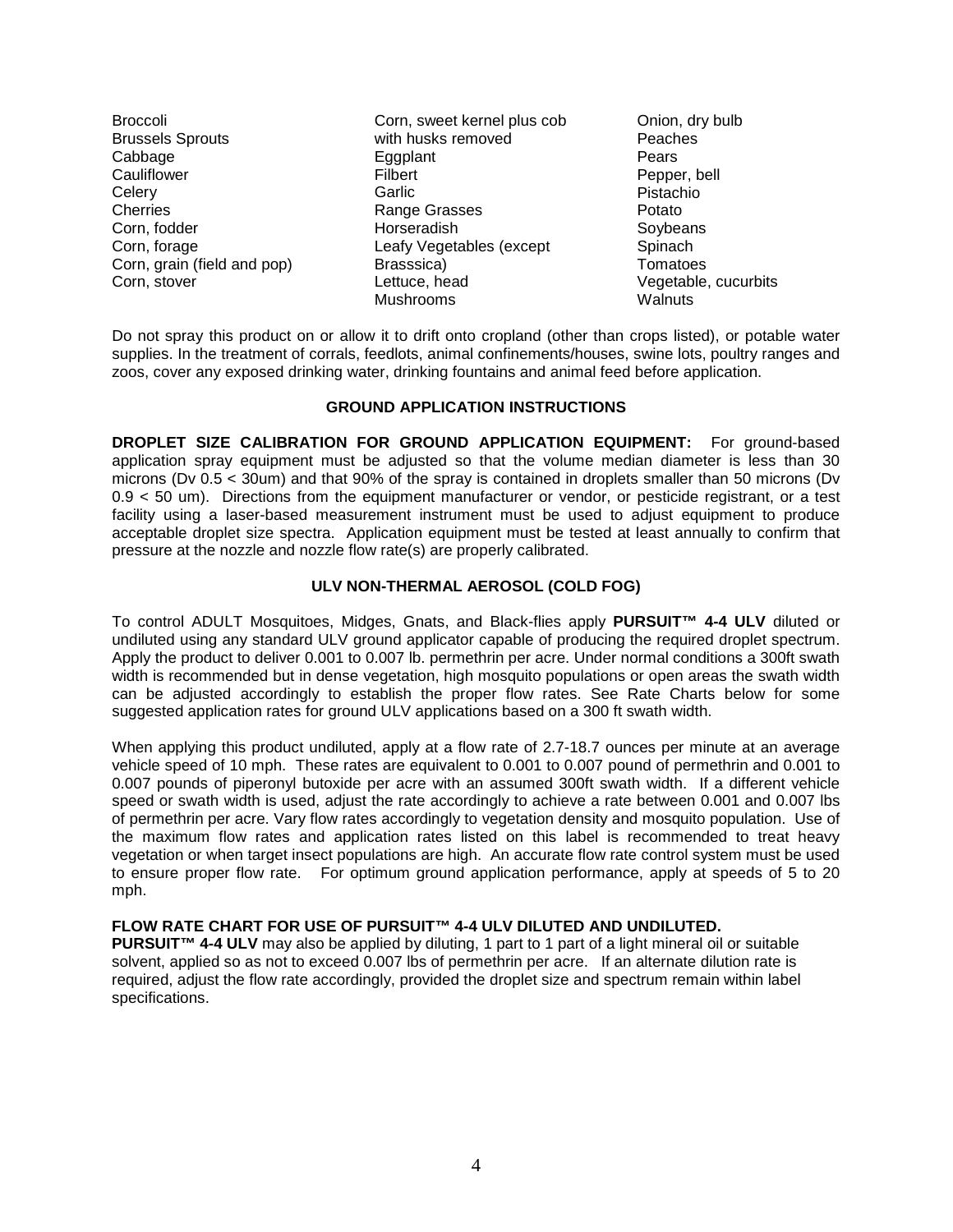- Broccoli
- Brussels Sprouts
- Cabbage
- Cauliflower
- Celery
- Cherries
- Corn, fodder
- Corn, forage
- Corn, grain (field and pop)
- Corn, stover
- Corn, sweet kernel plus cob with husks removed
- Eggplant
- Filbert
- Garlic
- Range Grasses
- Horseradish
- Leafy Vegetables (except Brasssica)
- Lettuce, head
- Mushrooms
- Onion, dry bulb
- Peaches
- Pears
- Pepper, bell
- Pistachio
- Potato
- Soybeans
- Spinach
- Tomatoes
- Vegetable, cucurbits
- Walnuts

Do not spray this product on or allow it to drift onto cropland (other than crops listed), or potable water supplies. In the treatment of corrals, feedlots, animal confinements/houses, swine lots, poultry ranges and zoos, cover any exposed drinking water, drinking fountains and animal feed before application.

## GROUND APPLICATION INSTRUCTIONS

**DROPLET SIZE CALIBRATION FOR GROUND APPLICATION EQUIPMENT:** For ground-based application spray equipment must be adjusted so that the volume median diameter is less than 30 microns (Dv 0.5 < 30um) and that 90% of the spray is contained in droplets smaller than 50 microns (Dv 0.9 < 50 um). Directions from the equipment manufacturer or vendor, or pesticide registrant, or a test facility using a laser-based measurement instrument must be used to adjust equipment to produce acceptable droplet size spectra. Application equipment must be tested at least annually to confirm that pressure at the nozzle and nozzle flow rate(s) are properly calibrated.

## ULV NON-THERMAL AEROSOL (COLD FOG)

To control ADULT Mosquitoes, Midges, Gnats, and Black-flies apply **PURSUIT™ 4-4 ULV** diluted or undiluted using any standard ULV ground applicator capable of producing the required droplet spectrum. Apply the product to deliver 0.001 to 0.007 lb. permethrin per acre. Under normal conditions a 300ft swath width is recommended but in dense vegetation, high mosquito populations or open areas the swath width can be adjusted accordingly to establish the proper flow rates. See Rate Charts below for some suggested application rates for ground ULV applications based on a 300 ft swath width.

When applying this product undiluted, apply at a flow rate of 2.7-18.7 ounces per minute at an average vehicle speed of 10 mph. These rates are equivalent to 0.001 to 0.007 pound of permethrin and 0.001 to 0.007 pounds of piperonyl butoxide per acre with an assumed 300ft swath width. If a different vehicle speed or swath width is used, adjust the rate accordingly to achieve a rate between 0.001 and 0.007 lbs of permethrin per acre. Vary flow rates accordingly to vegetation density and mosquito population. Use of the maximum flow rates and application rates listed on this label is recommended to treat heavy vegetation or when target insect populations are high. An accurate flow rate control system must be used to ensure proper flow rate. For optimum ground application performance, apply at speeds of 5 to 20 mph.

**FLOW RATE CHART FOR USE OF PURSUIT™ 4-4 ULV DILUTED AND UNDILUTED.**
**PURSUIT™ 4-4 ULV** may also be applied by diluting, 1 part to 1 part of a light mineral oil or suitable solvent, applied so as not to exceed 0.007 lbs of permethrin per acre. If an alternate dilution rate is required, adjust the flow rate accordingly, provided the droplet size and spectrum remain within label specifications.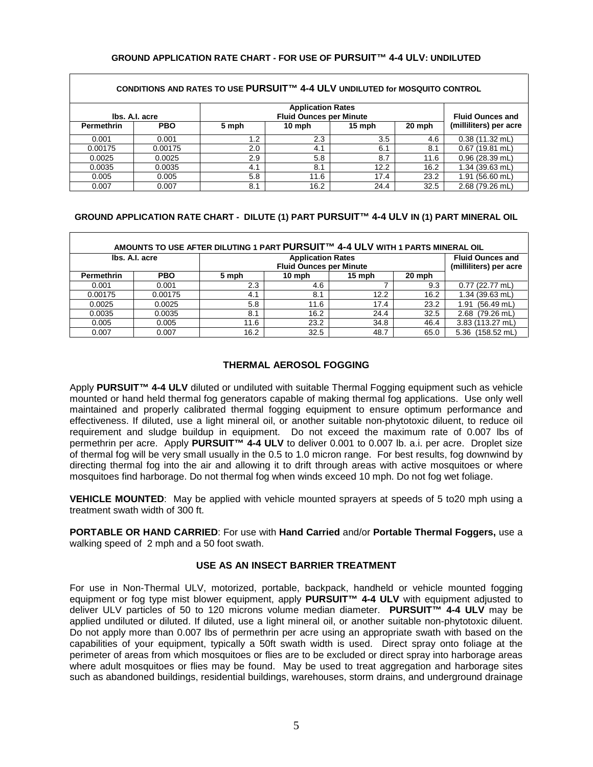### GROUND APPLICATION RATE CHART - FOR USE OF PURSUIT™ 4-4 ULV: UNDILUTED

| CONDITIONS AND RATES TO USE PURSUIT™ 4-4 ULV UNDILUTED for MOSQUITO CONTROL | | | | | | |
|---|---|---|---|---|---|---|
| lbs. A.I. acre | | Application Rates Fluid Ounces per Minute | | | | Fluid Ounces and (milliliters) per acre |
| Permethrin | PBO | 5 mph | 10 mph | 15 mph | 20 mph | |
| 0.001 | 0.001 | 1.2 | 2.3 | 3.5 | 4.6 | 0.38 (11.32 mL) |
| 0.00175 | 0.00175 | 2.0 | 4.1 | 6.1 | 8.1 | 0.67 (19.81 mL) |
| 0.0025 | 0.0025 | 2.9 | 5.8 | 8.7 | 11.6 | 0.96 (28.39 mL) |
| 0.0035 | 0.0035 | 4.1 | 8.1 | 12.2 | 16.2 | 1.34 (39.63 mL) |
| 0.005 | 0.005 | 5.8 | 11.6 | 17.4 | 23.2 | 1.91 (56.60 mL) |
| 0.007 | 0.007 | 8.1 | 16.2 | 24.4 | 32.5 | 2.68 (79.26 mL) |

### GROUND APPLICATION RATE CHART - DILUTE (1) PART PURSUIT™ 4-4 ULV IN (1) PART MINERAL OIL

| AMOUNTS TO USE AFTER DILUTING 1 PART PURSUIT™ 4-4 ULV WITH 1 PARTS MINERAL OIL | | | | | | |
|---|---|---|---|---|---|---|
| lbs. A.I. acre | | Application Rates Fluid Ounces per Minute | | | | Fluid Ounces and (milliliters) per acre |
| Permethrin | PBO | 5 mph | 10 mph | 15 mph | 20 mph | |
| 0.001 | 0.001 | 2.3 | 4.6 | 7 | 9.3 | 0.77 (22.77 mL) |
| 0.00175 | 0.00175 | 4.1 | 8.1 | 12.2 | 16.2 | 1.34 (39.63 mL) |
| 0.0025 | 0.0025 | 5.8 | 11.6 | 17.4 | 23.2 | 1.91 (56.49 mL) |
| 0.0035 | 0.0035 | 8.1 | 16.2 | 24.4 | 32.5 | 2.68 (79.26 mL) |
| 0.005 | 0.005 | 11.6 | 23.2 | 34.8 | 46.4 | 3.83 (113.27 mL) |
| 0.007 | 0.007 | 16.2 | 32.5 | 48.7 | 65.0 | 5.36 (158.52 mL) |

### THERMAL AEROSOL FOGGING

Apply **PURSUIT™ 4-4 ULV** diluted or undiluted with suitable Thermal Fogging equipment such as vehicle mounted or hand held thermal fog generators capable of making thermal fog applications. Use only well maintained and properly calibrated thermal fogging equipment to ensure optimum performance and effectiveness. If diluted, use a light mineral oil, or another suitable non-phytotoxic diluent, to reduce oil requirement and sludge buildup in equipment. Do not exceed the maximum rate of 0.007 lbs of permethrin per acre. Apply **PURSUIT™ 4-4 ULV** to deliver 0.001 to 0.007 lb. a.i. per acre. Droplet size of thermal fog will be very small usually in the 0.5 to 1.0 micron range. For best results, fog downwind by directing thermal fog into the air and allowing it to drift through areas with active mosquitoes or where mosquitoes find harborage. Do not thermal fog when winds exceed 10 mph. Do not fog wet foliage.

**VEHICLE MOUNTED**: May be applied with vehicle mounted sprayers at speeds of 5 to20 mph using a treatment swath width of 300 ft.

**PORTABLE OR HAND CARRIED**: For use with **Hand Carried** and/or **Portable Thermal Foggers,** use a walking speed of 2 mph and a 50 foot swath.

### USE AS AN INSECT BARRIER TREATMENT

For use in Non-Thermal ULV, motorized, portable, backpack, handheld or vehicle mounted fogging equipment or fog type mist blower equipment, apply **PURSUIT™ 4-4 ULV** with equipment adjusted to deliver ULV particles of 50 to 120 microns volume median diameter. **PURSUIT™ 4-4 ULV** may be applied undiluted or diluted. If diluted, use a light mineral oil, or another suitable non-phytotoxic diluent. Do not apply more than 0.007 lbs of permethrin per acre using an appropriate swath with based on the capabilities of your equipment, typically a 50ft swath width is used. Direct spray onto foliage at the perimeter of areas from which mosquitoes or flies are to be excluded or direct spray into harborage areas where adult mosquitoes or flies may be found. May be used to treat aggregation and harborage sites such as abandoned buildings, residential buildings, warehouses, storm drains, and underground drainage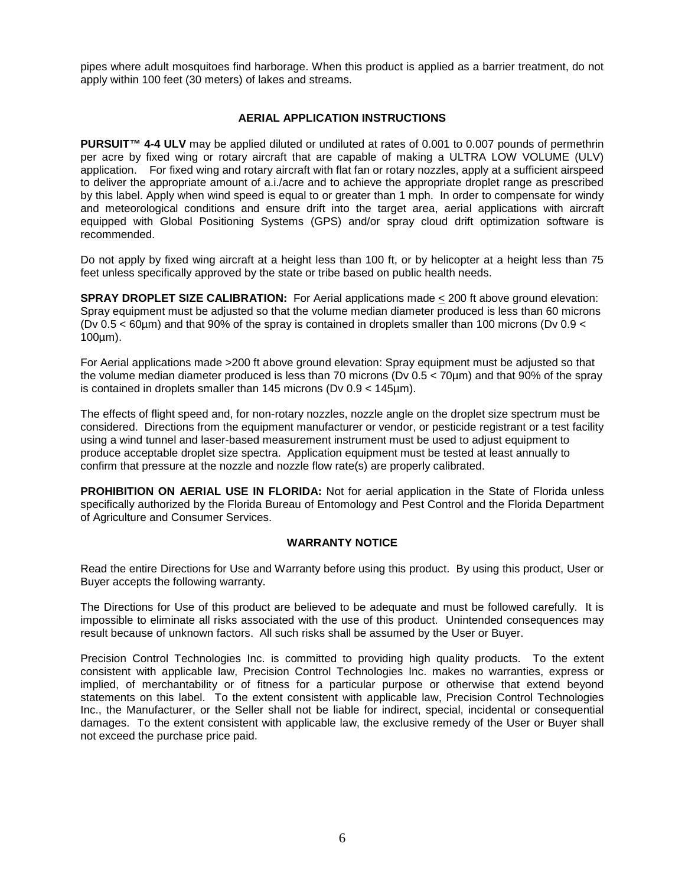pipes where adult mosquitoes find harborage. When this product is applied as a barrier treatment, do not apply within 100 feet (30 meters) of lakes and streams.

## AERIAL APPLICATION INSTRUCTIONS

**PURSUIT™ 4-4 ULV** may be applied diluted or undiluted at rates of 0.001 to 0.007 pounds of permethrin per acre by fixed wing or rotary aircraft that are capable of making a ULTRA LOW VOLUME (ULV) application. For fixed wing and rotary aircraft with flat fan or rotary nozzles, apply at a sufficient airspeed to deliver the appropriate amount of a.i./acre and to achieve the appropriate droplet range as prescribed by this label. Apply when wind speed is equal to or greater than 1 mph. In order to compensate for windy and meteorological conditions and ensure drift into the target area, aerial applications with aircraft equipped with Global Positioning Systems (GPS) and/or spray cloud drift optimization software is recommended.

Do not apply by fixed wing aircraft at a height less than 100 ft, or by helicopter at a height less than 75 feet unless specifically approved by the state or tribe based on public health needs.

**SPRAY DROPLET SIZE CALIBRATION:** For Aerial applications made ≤ 200 ft above ground elevation: Spray equipment must be adjusted so that the volume median diameter produced is less than 60 microns ($Dv\ 0.5 < 60µm$) and that 90% of the spray is contained in droplets smaller than 100 microns ($Dv\ 0.9 < 100µm$).

For Aerial applications made >200 ft above ground elevation: Spray equipment must be adjusted so that the volume median diameter produced is less than 70 microns ($Dv\ 0.5 < 70µm$) and that 90% of the spray is contained in droplets smaller than 145 microns ($Dv\ 0.9 < 145µm$).

The effects of flight speed and, for non-rotary nozzles, nozzle angle on the droplet size spectrum must be considered. Directions from the equipment manufacturer or vendor, or pesticide registrant or a test facility using a wind tunnel and laser-based measurement instrument must be used to adjust equipment to produce acceptable droplet size spectra. Application equipment must be tested at least annually to confirm that pressure at the nozzle and nozzle flow rate(s) are properly calibrated.

**PROHIBITION ON AERIAL USE IN FLORIDA:** Not for aerial application in the State of Florida unless specifically authorized by the Florida Bureau of Entomology and Pest Control and the Florida Department of Agriculture and Consumer Services.

## WARRANTY NOTICE

Read the entire Directions for Use and Warranty before using this product. By using this product, User or Buyer accepts the following warranty.

The Directions for Use of this product are believed to be adequate and must be followed carefully. It is impossible to eliminate all risks associated with the use of this product. Unintended consequences may result because of unknown factors. All such risks shall be assumed by the User or Buyer.

Precision Control Technologies Inc. is committed to providing high quality products. To the extent consistent with applicable law, Precision Control Technologies Inc. makes no warranties, express or implied, of merchantability or of fitness for a particular purpose or otherwise that extend beyond statements on this label. To the extent consistent with applicable law, Precision Control Technologies Inc., the Manufacturer, or the Seller shall not be liable for indirect, special, incidental or consequential damages. To the extent consistent with applicable law, the exclusive remedy of the User or Buyer shall not exceed the purchase price paid.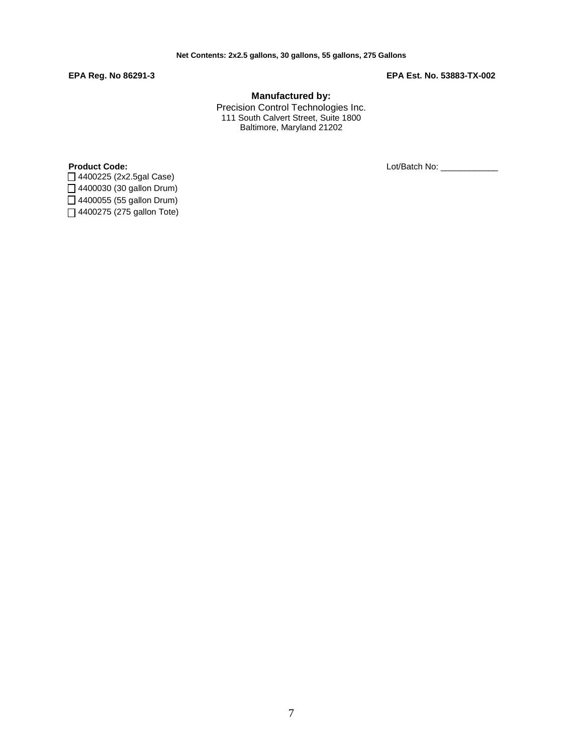**Net Contents: 2x2.5 gallons, 30 gallons, 55 gallons, 275 Gallons**

**EPA Reg. No 86291-3**

**EPA Est. No. 53883-TX-002**

**Manufactured by:**

Precision Control Technologies Inc.
111 South Calvert Street, Suite 1800
Baltimore, Maryland 21202

**Product Code:**

- ☐ 4400225 (2x2.5gal Case)
- ☐ 4400030 (30 gallon Drum)
- ☐ 4400055 (55 gallon Drum)
- ☐ 4400275 (275 gallon Tote)

Lot/Batch No: ____________